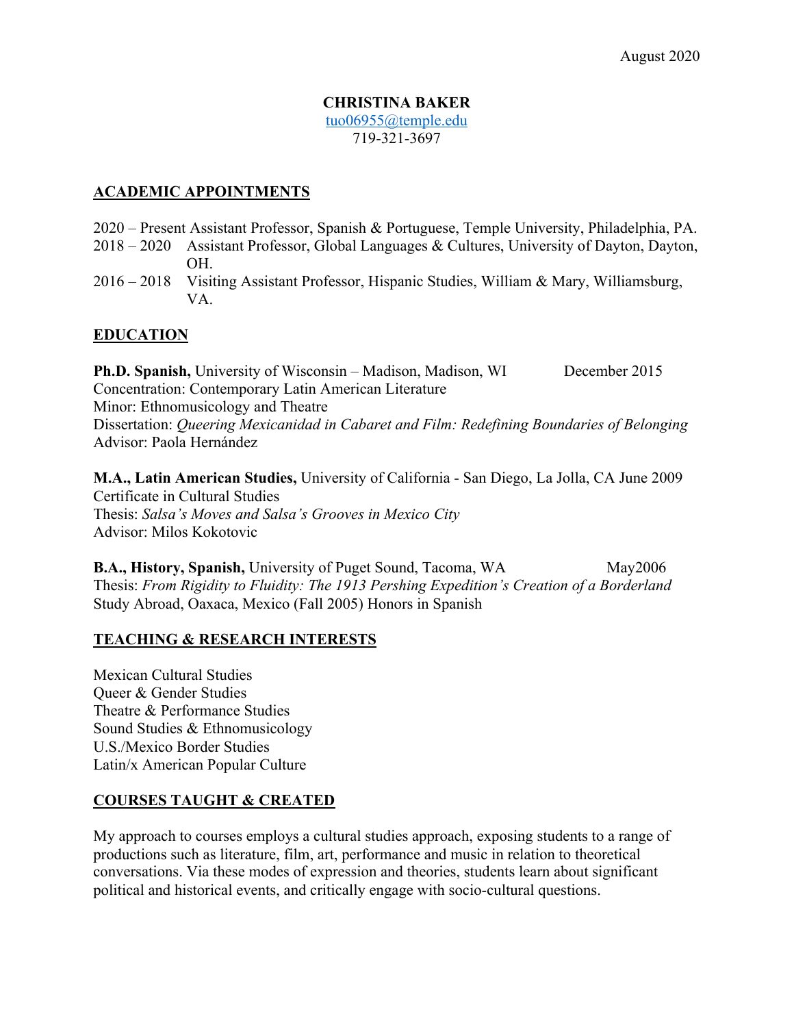August 2020

# CHRISTINA BAKER

tuo06955@temple.edu
719-321-3697

## ACADEMIC APPOINTMENTS

2020 – Present Assistant Professor, Spanish & Portuguese, Temple University, Philadelphia, PA.
2018 – 2020 Assistant Professor, Global Languages & Cultures, University of Dayton, Dayton, OH.
2016 – 2018 Visiting Assistant Professor, Hispanic Studies, William & Mary, Williamsburg, VA.

## EDUCATION

**Ph.D. Spanish,** University of Wisconsin – Madison, Madison, WI December 2015
Concentration: Contemporary Latin American Literature
Minor: Ethnomusicology and Theatre
Dissertation: *Queering Mexicanidad in Cabaret and Film: Redefining Boundaries of Belonging*
Advisor: Paola Hernández

**M.A., Latin American Studies,** University of California - San Diego, La Jolla, CA June 2009
Certificate in Cultural Studies
Thesis: *Salsa's Moves and Salsa's Grooves in Mexico City*
Advisor: Milos Kokotovic

**B.A., History, Spanish,** University of Puget Sound, Tacoma, WA May2006
Thesis: *From Rigidity to Fluidity: The 1913 Pershing Expedition's Creation of a Borderland*
Study Abroad, Oaxaca, Mexico (Fall 2005) Honors in Spanish

## TEACHING & RESEARCH INTERESTS

Mexican Cultural Studies
Queer & Gender Studies
Theatre & Performance Studies
Sound Studies & Ethnomusicology
U.S./Mexico Border Studies
Latin/x American Popular Culture

## COURSES TAUGHT & CREATED

My approach to courses employs a cultural studies approach, exposing students to a range of productions such as literature, film, art, performance and music in relation to theoretical conversations. Via these modes of expression and theories, students learn about significant political and historical events, and critically engage with socio-cultural questions.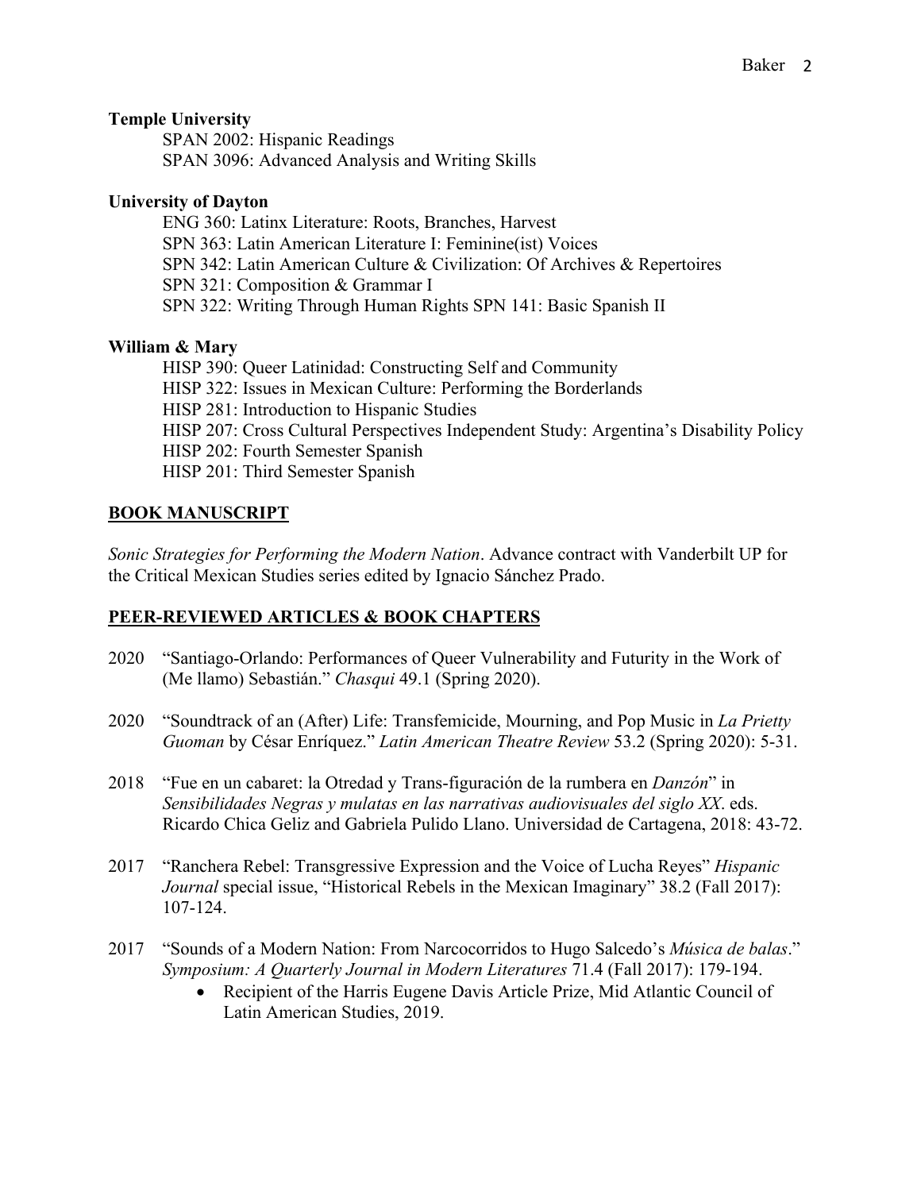**Temple University**

SPAN 2002: Hispanic Readings
SPAN 3096: Advanced Analysis and Writing Skills

**University of Dayton**

ENG 360: Latinx Literature: Roots, Branches, Harvest
SPN 363: Latin American Literature I: Feminine(ist) Voices
SPN 342: Latin American Culture & Civilization: Of Archives & Repertoires
SPN 321: Composition & Grammar I
SPN 322: Writing Through Human Rights SPN 141: Basic Spanish II

**William & Mary**

HISP 390: Queer Latinidad: Constructing Self and Community
HISP 322: Issues in Mexican Culture: Performing the Borderlands
HISP 281: Introduction to Hispanic Studies
HISP 207: Cross Cultural Perspectives Independent Study: Argentina's Disability Policy
HISP 202: Fourth Semester Spanish
HISP 201: Third Semester Spanish

## BOOK MANUSCRIPT

*Sonic Strategies for Performing the Modern Nation*. Advance contract with Vanderbilt UP for the Critical Mexican Studies series edited by Ignacio Sánchez Prado.

## PEER-REVIEWED ARTICLES & BOOK CHAPTERS

2020 "Santiago-Orlando: Performances of Queer Vulnerability and Futurity in the Work of (Me llamo) Sebastián." *Chasqui* 49.1 (Spring 2020).

2020 "Soundtrack of an (After) Life: Transfemicide, Mourning, and Pop Music in *La Prietty Guoman* by César Enríquez." *Latin American Theatre Review* 53.2 (Spring 2020): 5-31.

2018 "Fue en un cabaret: la Otredad y Trans-figuración de la rumbera en *Danzón*" in *Sensibilidades Negras y mulatas en las narrativas audiovisuales del siglo XX*. eds. Ricardo Chica Geliz and Gabriela Pulido Llano. Universidad de Cartagena, 2018: 43-72.

2017 "Ranchera Rebel: Transgressive Expression and the Voice of Lucha Reyes" *Hispanic Journal* special issue, "Historical Rebels in the Mexican Imaginary" 38.2 (Fall 2017): 107-124.

2017 "Sounds of a Modern Nation: From Narcocorridos to Hugo Salcedo's *Música de balas*." *Symposium: A Quarterly Journal in Modern Literatures* 71.4 (Fall 2017): 179-194.

- Recipient of the Harris Eugene Davis Article Prize, Mid Atlantic Council of Latin American Studies, 2019.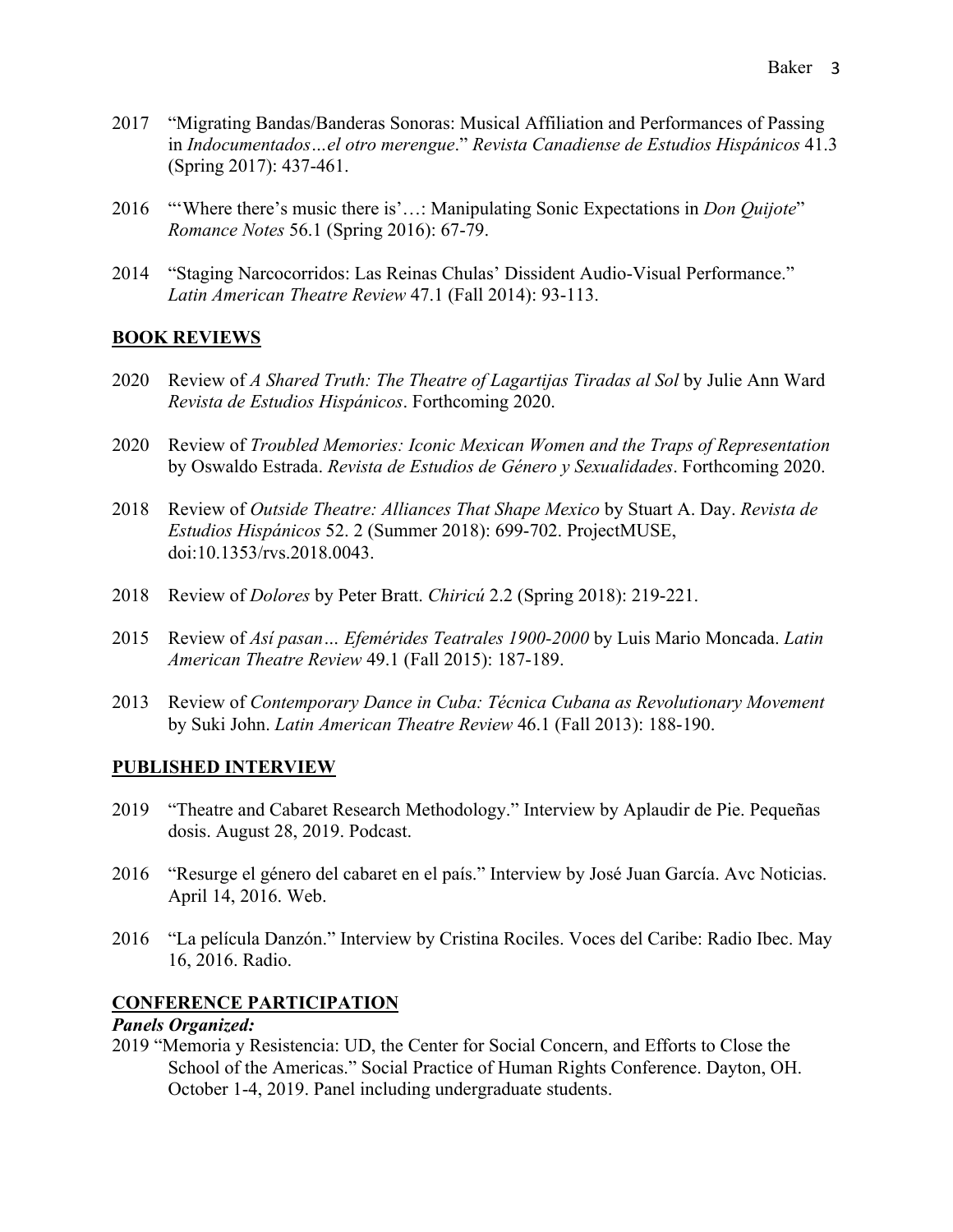2017 "Migrating Bandas/Banderas Sonoras: Musical Affiliation and Performances of Passing in *Indocumentados…el otro merengue*." *Revista Canadiense de Estudios Hispánicos* 41.3 (Spring 2017): 437-461.

2016 "'Where there's music there is'…: Manipulating Sonic Expectations in *Don Quijote*" *Romance Notes* 56.1 (Spring 2016): 67-79.

2014 "Staging Narcocorridos: Las Reinas Chulas' Dissident Audio-Visual Performance." *Latin American Theatre Review* 47.1 (Fall 2014): 93-113.

## BOOK REVIEWS

2020 Review of *A Shared Truth: The Theatre of Lagartijas Tiradas al Sol* by Julie Ann Ward *Revista de Estudios Hispánicos*. Forthcoming 2020.

2020 Review of *Troubled Memories: Iconic Mexican Women and the Traps of Representation* by Oswaldo Estrada. *Revista de Estudios de Género y Sexualidades*. Forthcoming 2020.

2018 Review of *Outside Theatre: Alliances That Shape Mexico* by Stuart A. Day. *Revista de Estudios Hispánicos* 52. 2 (Summer 2018): 699-702. ProjectMUSE, doi:10.1353/rvs.2018.0043.

2018 Review of *Dolores* by Peter Bratt. *Chiricú* 2.2 (Spring 2018): 219-221.

2015 Review of *Así pasan… Efemérides Teatrales 1900-2000* by Luis Mario Moncada. *Latin American Theatre Review* 49.1 (Fall 2015): 187-189.

2013 Review of *Contemporary Dance in Cuba: Técnica Cubana as Revolutionary Movement* by Suki John. *Latin American Theatre Review* 46.1 (Fall 2013): 188-190.

## PUBLISHED INTERVIEW

2019 "Theatre and Cabaret Research Methodology." Interview by Aplaudir de Pie. Pequeñas dosis. August 28, 2019. Podcast.

2016 "Resurge el género del cabaret en el país." Interview by José Juan García. Avc Noticias. April 14, 2016. Web.

2016 "La película Danzón." Interview by Cristina Rociles. Voces del Caribe: Radio Ibec. May 16, 2016. Radio.

## CONFERENCE PARTICIPATION

***Panels Organized:***

2019 "Memoria y Resistencia: UD, the Center for Social Concern, and Efforts to Close the School of the Americas." Social Practice of Human Rights Conference. Dayton, OH. October 1-4, 2019. Panel including undergraduate students.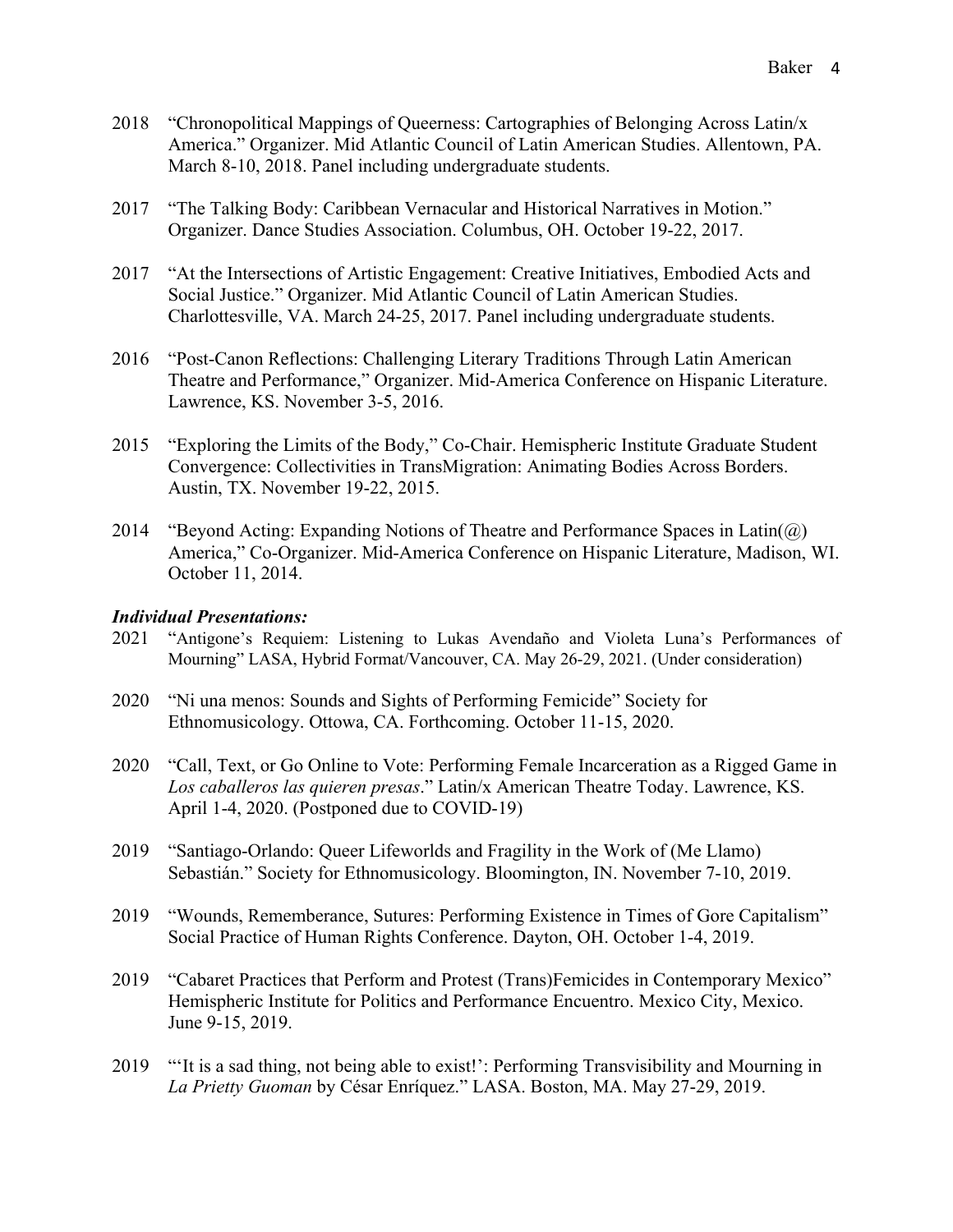2018 "Chronopolitical Mappings of Queerness: Cartographies of Belonging Across Latin/x America." Organizer. Mid Atlantic Council of Latin American Studies. Allentown, PA. March 8-10, 2018. Panel including undergraduate students.

2017 "The Talking Body: Caribbean Vernacular and Historical Narratives in Motion." Organizer. Dance Studies Association. Columbus, OH. October 19-22, 2017.

2017 "At the Intersections of Artistic Engagement: Creative Initiatives, Embodied Acts and Social Justice." Organizer. Mid Atlantic Council of Latin American Studies. Charlottesville, VA. March 24-25, 2017. Panel including undergraduate students.

2016 "Post-Canon Reflections: Challenging Literary Traditions Through Latin American Theatre and Performance," Organizer. Mid-America Conference on Hispanic Literature. Lawrence, KS. November 3-5, 2016.

2015 "Exploring the Limits of the Body," Co-Chair. Hemispheric Institute Graduate Student Convergence: Collectivities in TransMigration: Animating Bodies Across Borders. Austin, TX. November 19-22, 2015.

2014 "Beyond Acting: Expanding Notions of Theatre and Performance Spaces in Latin(@) America," Co-Organizer. Mid-America Conference on Hispanic Literature, Madison, WI. October 11, 2014.

***Individual Presentations:***

2021 "Antigone's Requiem: Listening to Lukas Avendaño and Violeta Luna's Performances of Mourning" LASA, Hybrid Format/Vancouver, CA. May 26-29, 2021. (Under consideration)

2020 "Ni una menos: Sounds and Sights of Performing Femicide" Society for Ethnomusicology. Ottowa, CA. Forthcoming. October 11-15, 2020.

2020 "Call, Text, or Go Online to Vote: Performing Female Incarceration as a Rigged Game in *Los caballeros las quieren presas*." Latin/x American Theatre Today. Lawrence, KS. April 1-4, 2020. (Postponed due to COVID-19)

2019 "Santiago-Orlando: Queer Lifeworlds and Fragility in the Work of (Me Llamo) Sebastián." Society for Ethnomusicology. Bloomington, IN. November 7-10, 2019.

2019 "Wounds, Rememberance, Sutures: Performing Existence in Times of Gore Capitalism" Social Practice of Human Rights Conference. Dayton, OH. October 1-4, 2019.

2019 "Cabaret Practices that Perform and Protest (Trans)Femicides in Contemporary Mexico" Hemispheric Institute for Politics and Performance Encuentro. Mexico City, Mexico. June 9-15, 2019.

2019 "'It is a sad thing, not being able to exist!': Performing Transvisibility and Mourning in *La Prietty Guoman* by César Enríquez." LASA. Boston, MA. May 27-29, 2019.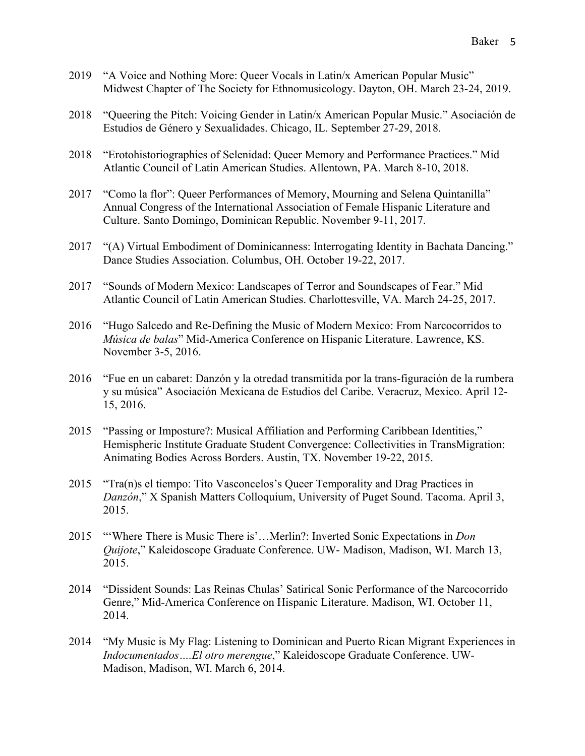2019 "A Voice and Nothing More: Queer Vocals in Latin/x American Popular Music" Midwest Chapter of The Society for Ethnomusicology. Dayton, OH. March 23-24, 2019.

2018 "Queering the Pitch: Voicing Gender in Latin/x American Popular Music." Asociación de Estudios de Género y Sexualidades. Chicago, IL. September 27-29, 2018.

2018 "Erotohistoriographies of Selenidad: Queer Memory and Performance Practices." Mid Atlantic Council of Latin American Studies. Allentown, PA. March 8-10, 2018.

2017 "Como la flor": Queer Performances of Memory, Mourning and Selena Quintanilla" Annual Congress of the International Association of Female Hispanic Literature and Culture. Santo Domingo, Dominican Republic. November 9-11, 2017.

2017 "(A) Virtual Embodiment of Dominicanness: Interrogating Identity in Bachata Dancing." Dance Studies Association. Columbus, OH. October 19-22, 2017.

2017 "Sounds of Modern Mexico: Landscapes of Terror and Soundscapes of Fear." Mid Atlantic Council of Latin American Studies. Charlottesville, VA. March 24-25, 2017.

2016 "Hugo Salcedo and Re-Defining the Music of Modern Mexico: From Narcocorridos to *Música de balas*" Mid-America Conference on Hispanic Literature. Lawrence, KS. November 3-5, 2016.

2016 "Fue en un cabaret: Danzón y la otredad transmitida por la trans-figuración de la rumbera y su música" Asociación Mexicana de Estudios del Caribe. Veracruz, Mexico. April 12-15, 2016.

2015 "Passing or Imposture?: Musical Affiliation and Performing Caribbean Identities," Hemispheric Institute Graduate Student Convergence: Collectivities in TransMigration: Animating Bodies Across Borders. Austin, TX. November 19-22, 2015.

2015 "Tra(n)s el tiempo: Tito Vasconcelos's Queer Temporality and Drag Practices in *Danzón*," X Spanish Matters Colloquium, University of Puget Sound. Tacoma. April 3, 2015.

2015 "'Where There is Music There is'…Merlin?: Inverted Sonic Expectations in *Don Quijote*," Kaleidoscope Graduate Conference. UW- Madison, Madison, WI. March 13, 2015.

2014 "Dissident Sounds: Las Reinas Chulas' Satirical Sonic Performance of the Narcocorrido Genre," Mid-America Conference on Hispanic Literature. Madison, WI. October 11, 2014.

2014 "My Music is My Flag: Listening to Dominican and Puerto Rican Migrant Experiences in *Indocumentados….El otro merengue*," Kaleidoscope Graduate Conference. UW-Madison, Madison, WI. March 6, 2014.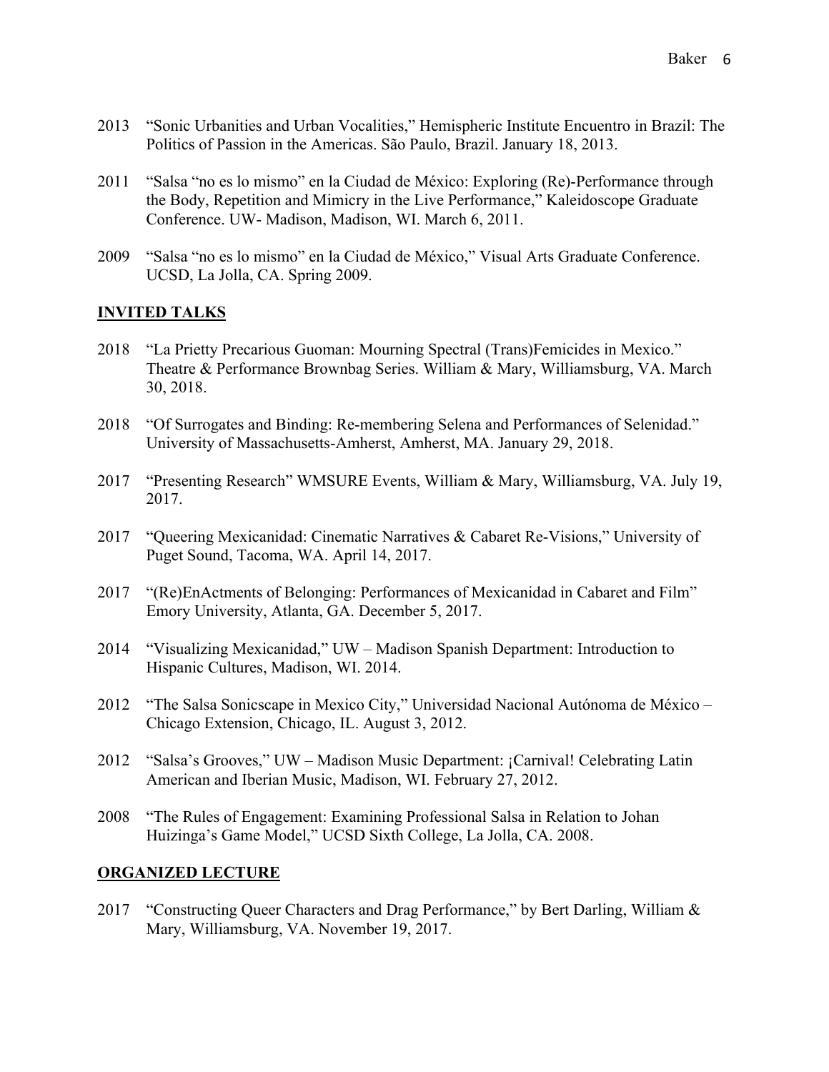2013 "Sonic Urbanities and Urban Vocalities," Hemispheric Institute Encuentro in Brazil: The Politics of Passion in the Americas. São Paulo, Brazil. January 18, 2013.

2011 "Salsa "no es lo mismo" en la Ciudad de México: Exploring (Re)-Performance through the Body, Repetition and Mimicry in the Live Performance," Kaleidoscope Graduate Conference. UW- Madison, Madison, WI. March 6, 2011.

2009 "Salsa "no es lo mismo" en la Ciudad de México," Visual Arts Graduate Conference. UCSD, La Jolla, CA. Spring 2009.

## INVITED TALKS

2018 "La Prietty Precarious Guoman: Mourning Spectral (Trans)Femicides in Mexico." Theatre & Performance Brownbag Series. William & Mary, Williamsburg, VA. March 30, 2018.

2018 "Of Surrogates and Binding: Re-membering Selena and Performances of Selenidad." University of Massachusetts-Amherst, Amherst, MA. January 29, 2018.

2017 "Presenting Research" WMSURE Events, William & Mary, Williamsburg, VA. July 19, 2017.

2017 "Queering Mexicanidad: Cinematic Narratives & Cabaret Re-Visions," University of Puget Sound, Tacoma, WA. April 14, 2017.

2017 "(Re)EnActments of Belonging: Performances of Mexicanidad in Cabaret and Film" Emory University, Atlanta, GA. December 5, 2017.

2014 "Visualizing Mexicanidad," UW – Madison Spanish Department: Introduction to Hispanic Cultures, Madison, WI. 2014.

2012 "The Salsa Sonicscape in Mexico City," Universidad Nacional Autónoma de México – Chicago Extension, Chicago, IL. August 3, 2012.

2012 "Salsa's Grooves," UW – Madison Music Department: ¡Carnival! Celebrating Latin American and Iberian Music, Madison, WI. February 27, 2012.

2008 "The Rules of Engagement: Examining Professional Salsa in Relation to Johan Huizinga's Game Model," UCSD Sixth College, La Jolla, CA. 2008.

## ORGANIZED LECTURE

2017 "Constructing Queer Characters and Drag Performance," by Bert Darling, William & Mary, Williamsburg, VA. November 19, 2017.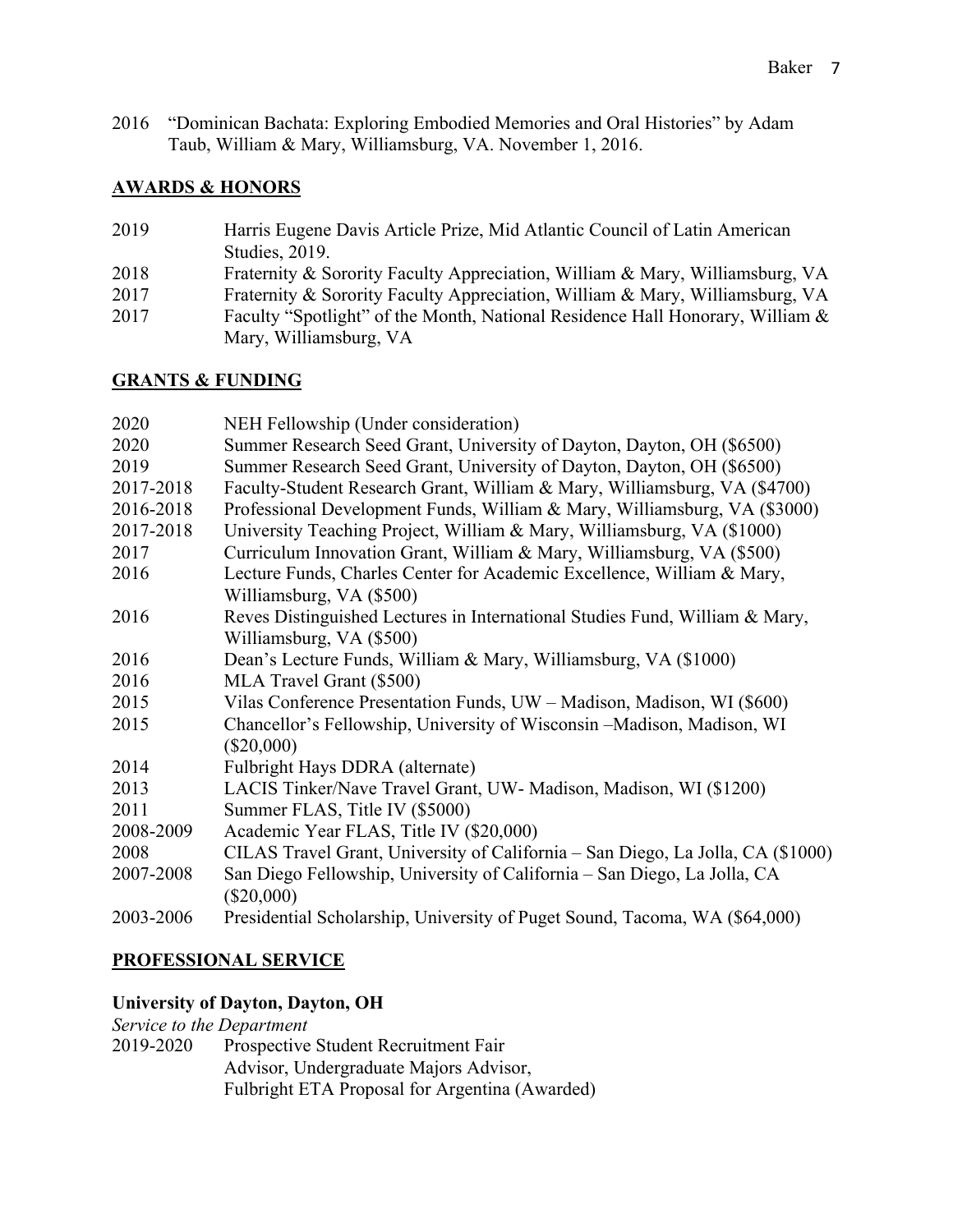2016 "Dominican Bachata: Exploring Embodied Memories and Oral Histories" by Adam Taub, William & Mary, Williamsburg, VA. November 1, 2016.

## AWARDS & HONORS

2019 Harris Eugene Davis Article Prize, Mid Atlantic Council of Latin American Studies, 2019.
2018 Fraternity & Sorority Faculty Appreciation, William & Mary, Williamsburg, VA
2017 Fraternity & Sorority Faculty Appreciation, William & Mary, Williamsburg, VA
2017 Faculty "Spotlight" of the Month, National Residence Hall Honorary, William & Mary, Williamsburg, VA

## GRANTS & FUNDING

2020 NEH Fellowship (Under consideration)
2020 Summer Research Seed Grant, University of Dayton, Dayton, OH ($6500)
2019 Summer Research Seed Grant, University of Dayton, Dayton, OH ($6500)
2017-2018 Faculty-Student Research Grant, William & Mary, Williamsburg, VA ($4700)
2016-2018 Professional Development Funds, William & Mary, Williamsburg, VA ($3000)
2017-2018 University Teaching Project, William & Mary, Williamsburg, VA ($1000)
2017 Curriculum Innovation Grant, William & Mary, Williamsburg, VA ($500)
2016 Lecture Funds, Charles Center for Academic Excellence, William & Mary, Williamsburg, VA ($500)
2016 Reves Distinguished Lectures in International Studies Fund, William & Mary, Williamsburg, VA ($500)
2016 Dean's Lecture Funds, William & Mary, Williamsburg, VA ($1000)
2016 MLA Travel Grant ($500)
2015 Vilas Conference Presentation Funds, UW – Madison, Madison, WI ($600)
2015 Chancellor's Fellowship, University of Wisconsin –Madison, Madison, WI ($20,000)
2014 Fulbright Hays DDRA (alternate)
2013 LACIS Tinker/Nave Travel Grant, UW- Madison, Madison, WI ($1200)
2011 Summer FLAS, Title IV ($5000)
2008-2009 Academic Year FLAS, Title IV ($20,000)
2008 CILAS Travel Grant, University of California – San Diego, La Jolla, CA ($1000)
2007-2008 San Diego Fellowship, University of California – San Diego, La Jolla, CA ($20,000)
2003-2006 Presidential Scholarship, University of Puget Sound, Tacoma, WA ($64,000)

## PROFESSIONAL SERVICE

### University of Dayton, Dayton, OH

*Service to the Department*

2019-2020 Prospective Student Recruitment Fair
Advisor, Undergraduate Majors Advisor,
Fulbright ETA Proposal for Argentina (Awarded)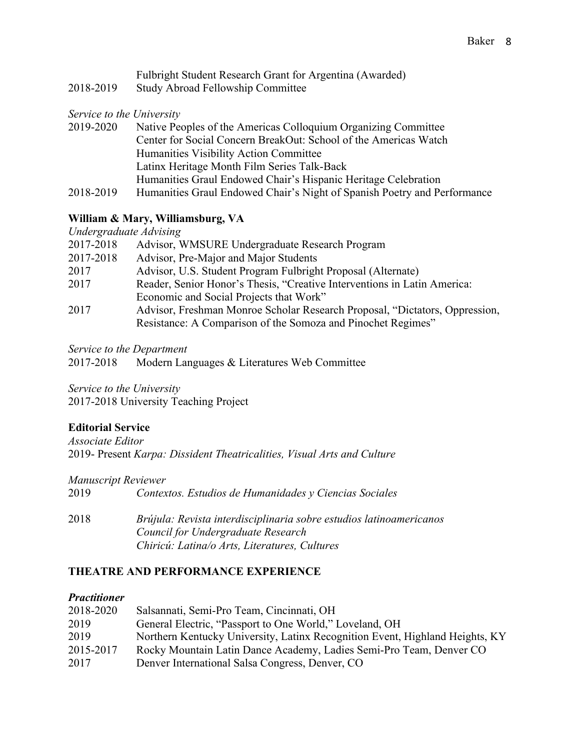Fulbright Student Research Grant for Argentina (Awarded)

2018-2019 Study Abroad Fellowship Committee

*Service to the University*

2019-2020 Native Peoples of the Americas Colloquium Organizing Committee
Center for Social Concern BreakOut: School of the Americas Watch
Humanities Visibility Action Committee
Latinx Heritage Month Film Series Talk-Back
Humanities Graul Endowed Chair's Hispanic Heritage Celebration

2018-2019 Humanities Graul Endowed Chair's Night of Spanish Poetry and Performance

**William & Mary, Williamsburg, VA**

*Undergraduate Advising*

2017-2018 Advisor, WMSURE Undergraduate Research Program

2017-2018 Advisor, Pre-Major and Major Students

2017 Advisor, U.S. Student Program Fulbright Proposal (Alternate)

2017 Reader, Senior Honor's Thesis, "Creative Interventions in Latin America: Economic and Social Projects that Work"

2017 Advisor, Freshman Monroe Scholar Research Proposal, "Dictators, Oppression, Resistance: A Comparison of the Somoza and Pinochet Regimes"

*Service to the Department*

2017-2018 Modern Languages & Literatures Web Committee

*Service to the University*

2017-2018 University Teaching Project

**Editorial Service**

*Associate Editor*

2019- Present *Karpa: Dissident Theatricalities, Visual Arts and Culture*

*Manuscript Reviewer*

2019 *Contextos. Estudios de Humanidades y Ciencias Sociales*

2018 *Brújula: Revista interdisciplinaria sobre estudios latinoamericanos*
*Council for Undergraduate Research*
*Chiricú: Latina/o Arts, Literatures, Cultures*

## THEATRE AND PERFORMANCE EXPERIENCE

***Practitioner***

2018-2020 Salsannati, Semi-Pro Team, Cincinnati, OH

2019 General Electric, "Passport to One World," Loveland, OH

2019 Northern Kentucky University, Latinx Recognition Event, Highland Heights, KY

2015-2017 Rocky Mountain Latin Dance Academy, Ladies Semi-Pro Team, Denver CO

2017 Denver International Salsa Congress, Denver, CO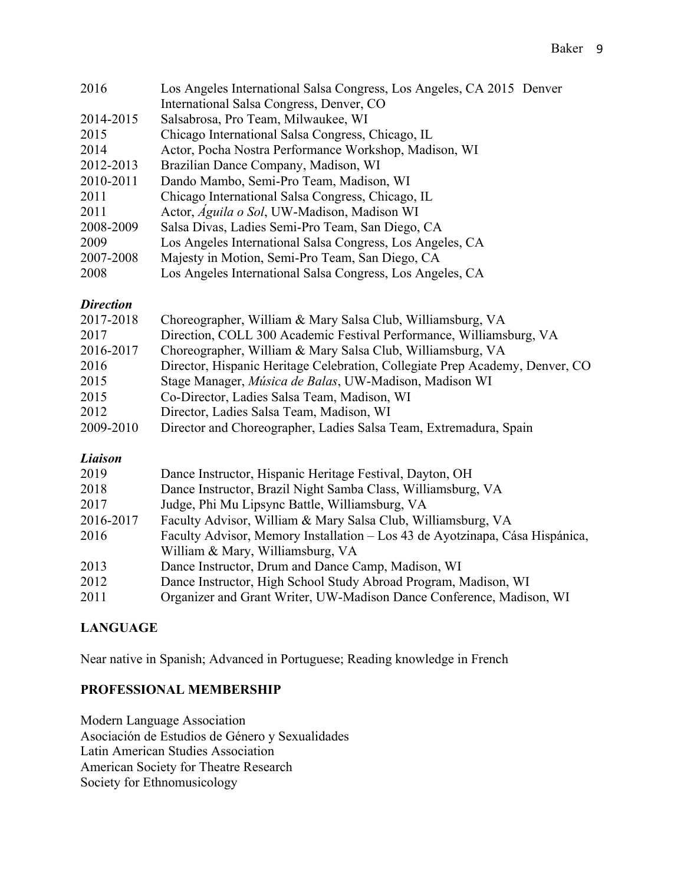| | |
|---|---|
| 2016 | Los Angeles International Salsa Congress, Los Angeles, CA 2015 Denver International Salsa Congress, Denver, CO |
| 2014-2015 | Salsabrosa, Pro Team, Milwaukee, WI |
| 2015 | Chicago International Salsa Congress, Chicago, IL |
| 2014 | Actor, Pocha Nostra Performance Workshop, Madison, WI |
| 2012-2013 | Brazilian Dance Company, Madison, WI |
| 2010-2011 | Dando Mambo, Semi-Pro Team, Madison, WI |
| 2011 | Chicago International Salsa Congress, Chicago, IL |
| 2011 | Actor, *Águila o Sol*, UW-Madison, Madison WI |
| 2008-2009 | Salsa Divas, Ladies Semi-Pro Team, San Diego, CA |
| 2009 | Los Angeles International Salsa Congress, Los Angeles, CA |
| 2007-2008 | Majesty in Motion, Semi-Pro Team, San Diego, CA |
| 2008 | Los Angeles International Salsa Congress, Los Angeles, CA |

***Direction***

| | |
|---|---|
| 2017-2018 | Choreographer, William & Mary Salsa Club, Williamsburg, VA |
| 2017 | Direction, COLL 300 Academic Festival Performance, Williamsburg, VA |
| 2016-2017 | Choreographer, William & Mary Salsa Club, Williamsburg, VA |
| 2016 | Director, Hispanic Heritage Celebration, Collegiate Prep Academy, Denver, CO |
| 2015 | Stage Manager, *Música de Balas*, UW-Madison, Madison WI |
| 2015 | Co-Director, Ladies Salsa Team, Madison, WI |
| 2012 | Director, Ladies Salsa Team, Madison, WI |
| 2009-2010 | Director and Choreographer, Ladies Salsa Team, Extremadura, Spain |

***Liaison***

| | |
|---|---|
| 2019 | Dance Instructor, Hispanic Heritage Festival, Dayton, OH |
| 2018 | Dance Instructor, Brazil Night Samba Class, Williamsburg, VA |
| 2017 | Judge, Phi Mu Lipsync Battle, Williamsburg, VA |
| 2016-2017 | Faculty Advisor, William & Mary Salsa Club, Williamsburg, VA |
| 2016 | Faculty Advisor, Memory Installation – Los 43 de Ayotzinapa, Cása Hispánica, William & Mary, Williamsburg, VA |
| 2013 | Dance Instructor, Drum and Dance Camp, Madison, WI |
| 2012 | Dance Instructor, High School Study Abroad Program, Madison, WI |
| 2011 | Organizer and Grant Writer, UW-Madison Dance Conference, Madison, WI |

## LANGUAGE

Near native in Spanish; Advanced in Portuguese; Reading knowledge in French

## PROFESSIONAL MEMBERSHIP

Modern Language Association
Asociación de Estudios de Género y Sexualidades
Latin American Studies Association
American Society for Theatre Research
Society for Ethnomusicology